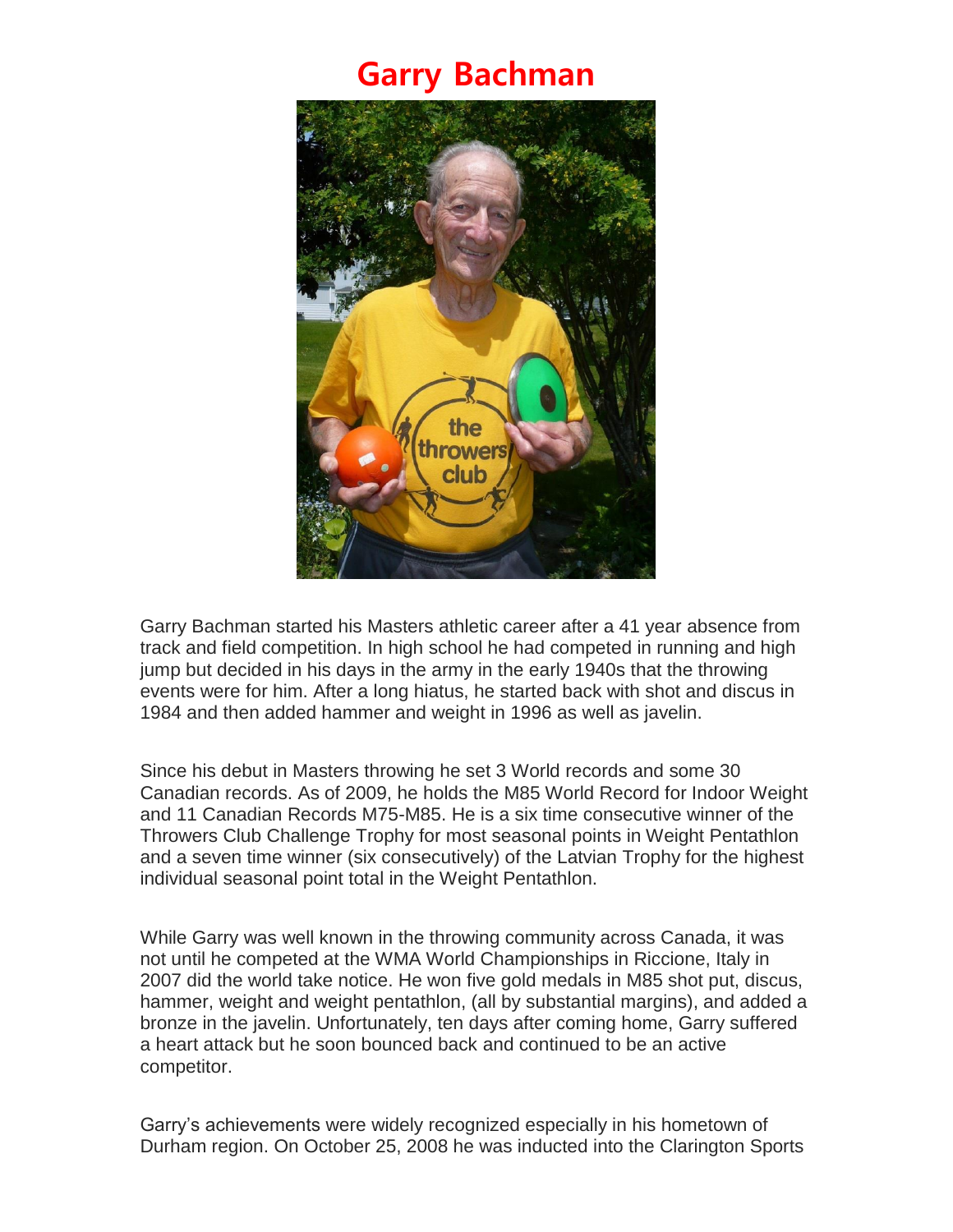# Garry Bachman

Garry Bachman started his Masters athletic career after a 41 year absence from track and field competition. In high school he had competed in running and high jump but decided in his days in the army in the early 1940s that the throwing events were for him. After a long hiatus, he started back with shot and discus in 1984 and then added hammer and weight in 1996 as well as javelin.

Since his debut in Masters throwing he set 3 World records and some 30 Canadian records. As of 2009, he holds the M85 World Record for Indoor Weight and 11 Canadian Records M75-M85. He is a six time consecutive winner of the Throwers Club Challenge Trophy for most seasonal points in Weight Pentathlon and a seven time winner (six consecutively) of the Latvian Trophy for the highest individual seasonal point total in the Weight Pentathlon.

While Garry was well known in the throwing community across Canada, it was not until he competed at the WMA World Championships in Riccione, Italy in 2007 did the world take notice. He won five gold medals in M85 shot put, discus, hammer, weight and weight pentathlon, (all by substantial margins), and added a bronze in the javelin. Unfortunately, ten days after coming home, Garry suffered a heart attack but he soon bounced back and continued to be an active competitor.

Garry's achievements were widely recognized especially in his hometown of Durham region. On October 25, 2008 he was inducted into the Clarington Sports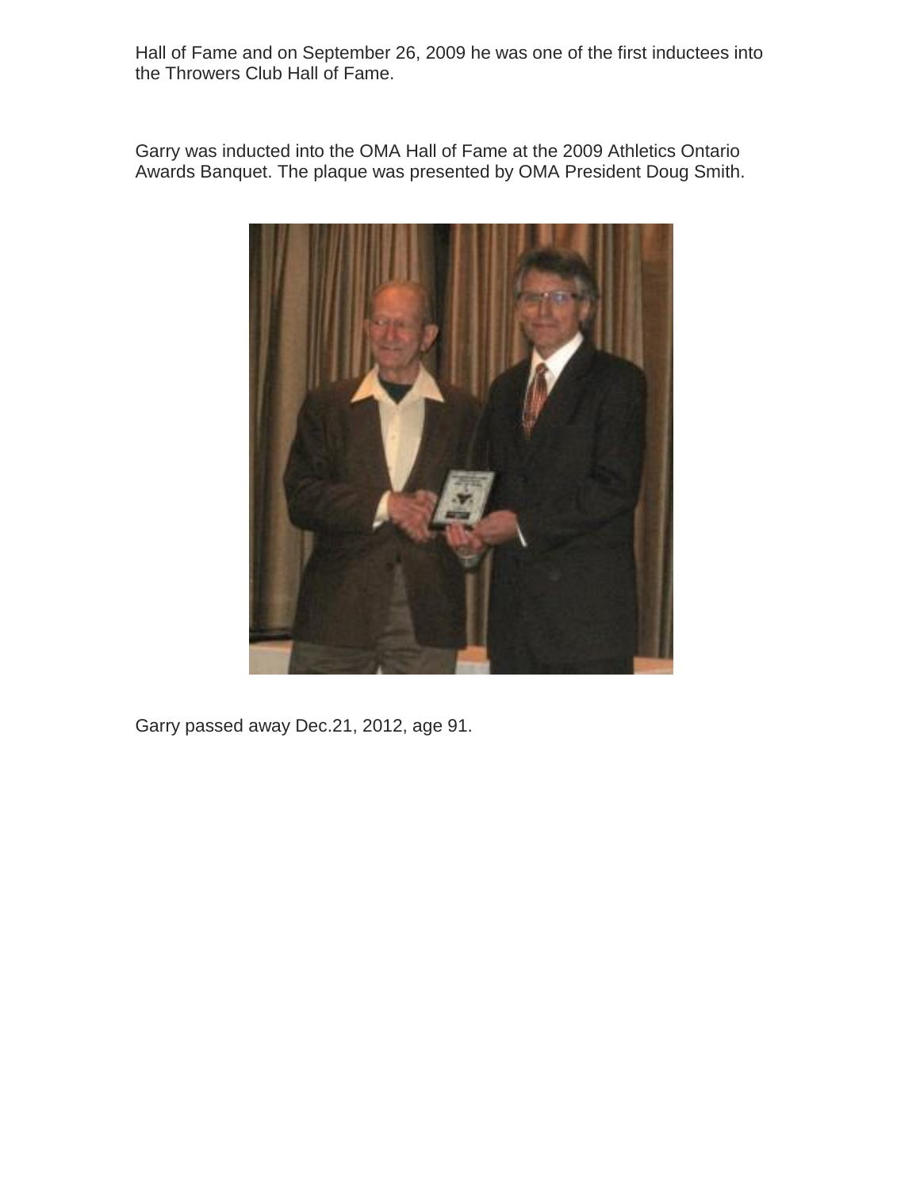Hall of Fame and on September 26, 2009 he was one of the first inductees into the Throwers Club Hall of Fame.

Garry was inducted into the OMA Hall of Fame at the 2009 Athletics Ontario Awards Banquet. The plaque was presented by OMA President Doug Smith.

Garry passed away Dec.21, 2012, age 91.